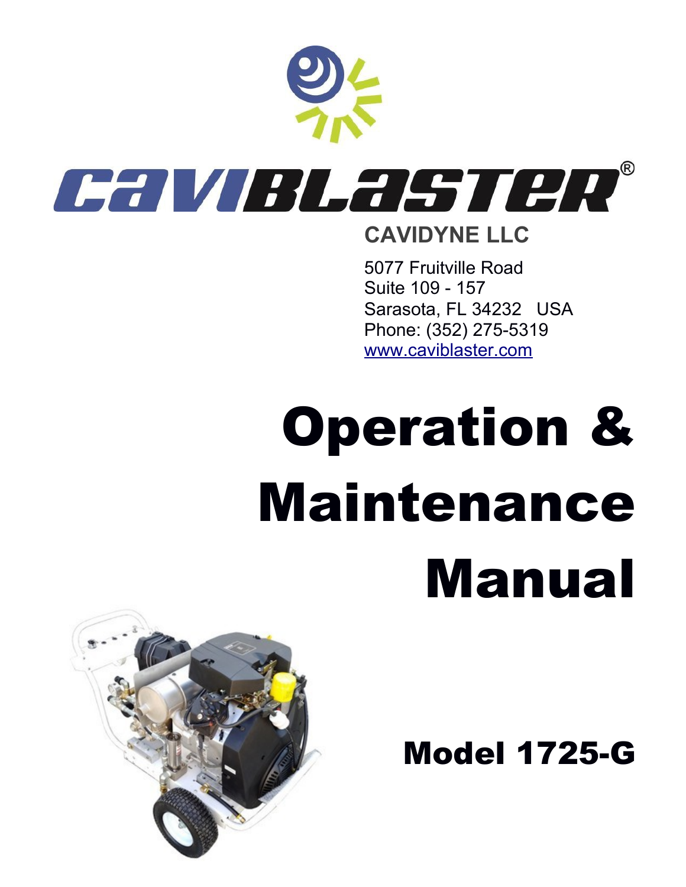# CAVIBLASTER®

**CAVIDYNE LLC**

5077 Fruitville Road
Suite 109 - 157
Sarasota, FL 34232 USA
Phone: (352) 275-5319
www.caviblaster.com

# Operation & Maintenance Manual

## Model 1725-G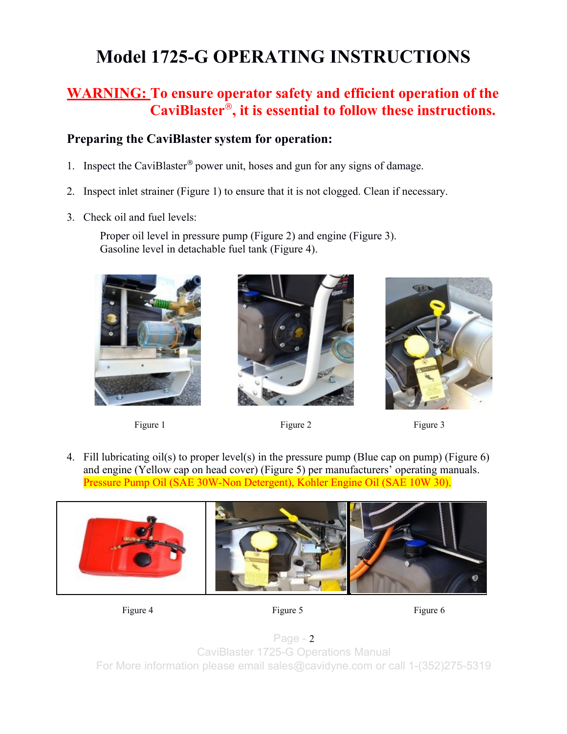# Model 1725-G OPERATING INSTRUCTIONS

**WARNING: To ensure operator safety and efficient operation of the CaviBlaster®, it is essential to follow these instructions.**

### Preparing the CaviBlaster system for operation:

1. Inspect the CaviBlaster® power unit, hoses and gun for any signs of damage.

2. Inspect inlet strainer (Figure 1) to ensure that it is not clogged. Clean if necessary.

3. Check oil and fuel levels:

   Proper oil level in pressure pump (Figure 2) and engine (Figure 3).
   Gasoline level in detachable fuel tank (Figure 4).

Figure 1

Figure 2

Figure 3

4. Fill lubricating oil(s) to proper level(s) in the pressure pump (Blue cap on pump) (Figure 6) and engine (Yellow cap on head cover) (Figure 5) per manufacturers' operating manuals. Pressure Pump Oil (SAE 30W-Non Detergent), Kohler Engine Oil (SAE 10W 30).

Figure 4

Figure 5

Figure 6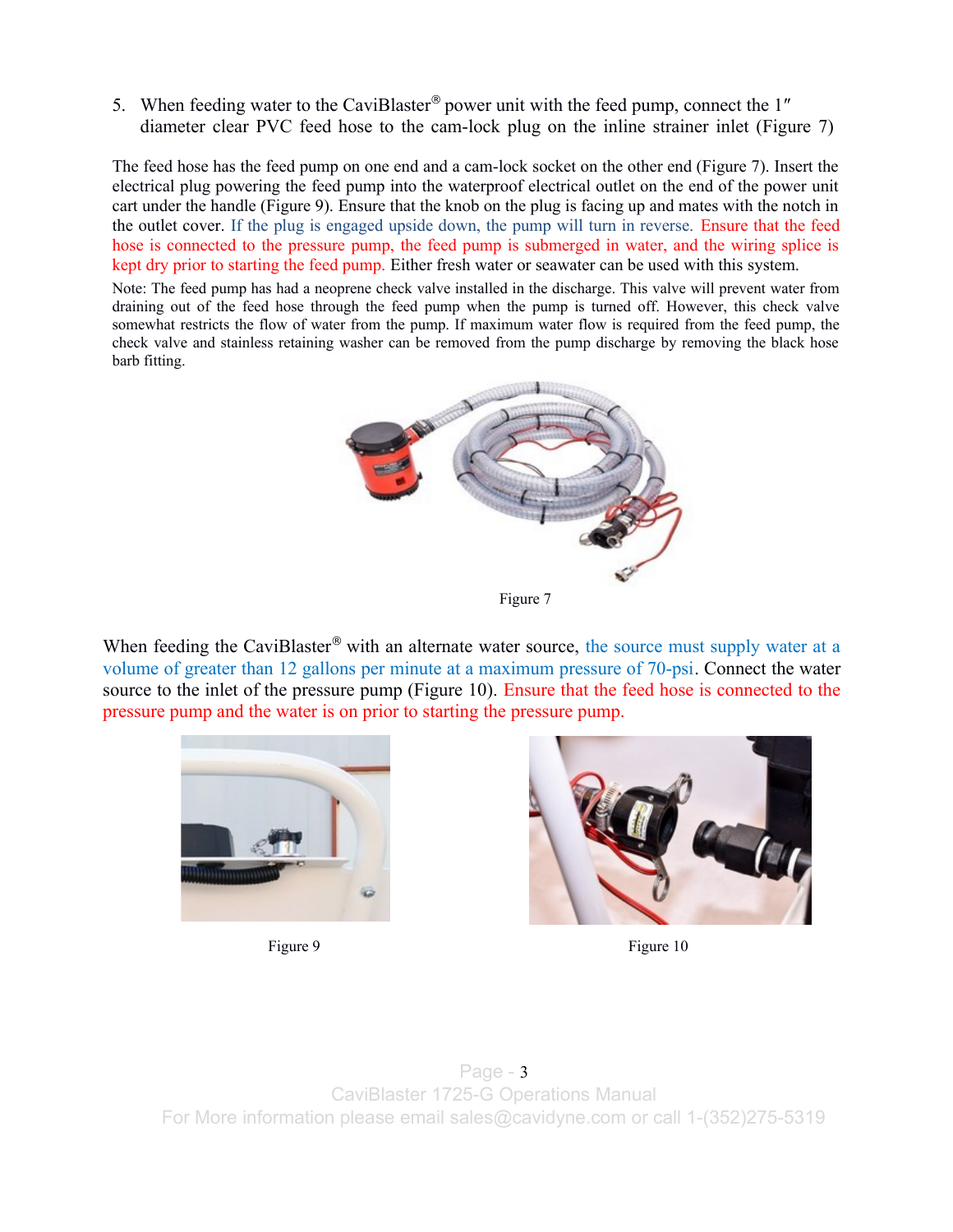5. When feeding water to the CaviBlaster® power unit with the feed pump, connect the 1″ diameter clear PVC feed hose to the cam-lock plug on the inline strainer inlet (Figure 7)

The feed hose has the feed pump on one end and a cam-lock socket on the other end (Figure 7). Insert the electrical plug powering the feed pump into the waterproof electrical outlet on the end of the power unit cart under the handle (Figure 9). Ensure that the knob on the plug is facing up and mates with the notch in the outlet cover. If the plug is engaged upside down, the pump will turn in reverse. Ensure that the feed hose is connected to the pressure pump, the feed pump is submerged in water, and the wiring splice is kept dry prior to starting the feed pump. Either fresh water or seawater can be used with this system.

Note: The feed pump has had a neoprene check valve installed in the discharge. This valve will prevent water from draining out of the feed hose through the feed pump when the pump is turned off. However, this check valve somewhat restricts the flow of water from the pump. If maximum water flow is required from the feed pump, the check valve and stainless retaining washer can be removed from the pump discharge by removing the black hose barb fitting.

Figure 7

When feeding the CaviBlaster® with an alternate water source, the source must supply water at a volume of greater than 12 gallons per minute at a maximum pressure of 70-psi. Connect the water source to the inlet of the pressure pump (Figure 10). Ensure that the feed hose is connected to the pressure pump and the water is on prior to starting the pressure pump.

Figure 9

Figure 10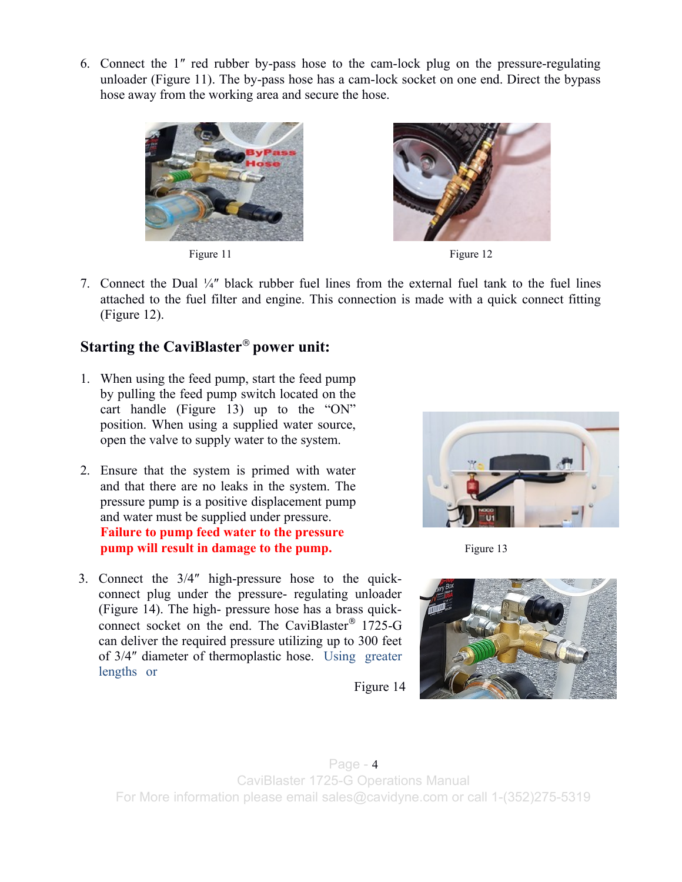6. Connect the 1″ red rubber by-pass hose to the cam-lock plug on the pressure-regulating unloader (Figure 11). The by-pass hose has a cam-lock socket on one end. Direct the bypass hose away from the working area and secure the hose.

Figure 11

Figure 12

7. Connect the Dual ¼″ black rubber fuel lines from the external fuel tank to the fuel lines attached to the fuel filter and engine. This connection is made with a quick connect fitting (Figure 12).

## Starting the CaviBlaster® power unit:

1. When using the feed pump, start the feed pump by pulling the feed pump switch located on the cart handle (Figure 13) up to the "ON" position. When using a supplied water source, open the valve to supply water to the system.

2. Ensure that the system is primed with water and that there are no leaks in the system. The pressure pump is a positive displacement pump and water must be supplied under pressure. **Failure to pump feed water to the pressure pump will result in damage to the pump.**

Figure 13

3. Connect the 3/4″ high-pressure hose to the quick-connect plug under the pressure- regulating unloader (Figure 14). The high- pressure hose has a brass quick-connect socket on the end. The CaviBlaster® 1725-G can deliver the required pressure utilizing up to 300 feet of 3/4″ diameter of thermoplastic hose. Using greater lengths or

Figure 14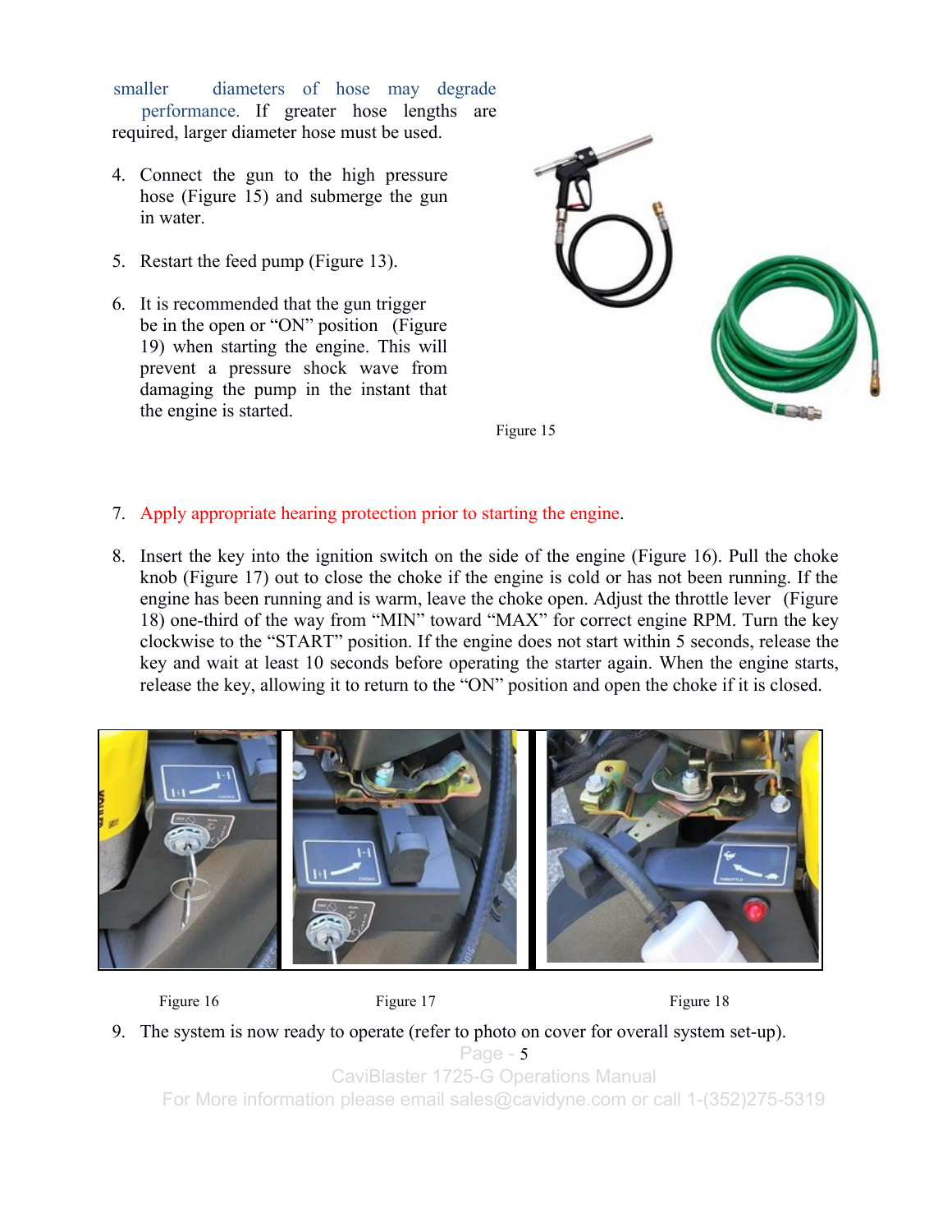smaller diameters of hose may degrade performance. If greater hose lengths are required, larger diameter hose must be used.

4. Connect the gun to the high pressure hose (Figure 15) and submerge the gun in water.

5. Restart the feed pump (Figure 13).

6. It is recommended that the gun trigger be in the open or "ON" position (Figure 19) when starting the engine. This will prevent a pressure shock wave from damaging the pump in the instant that the engine is started.

Figure 15

7. Apply appropriate hearing protection prior to starting the engine.

8. Insert the key into the ignition switch on the side of the engine (Figure 16). Pull the choke knob (Figure 17) out to close the choke if the engine is cold or has not been running. If the engine has been running and is warm, leave the choke open. Adjust the throttle lever (Figure 18) one-third of the way from "MIN" toward "MAX" for correct engine RPM. Turn the key clockwise to the "START" position. If the engine does not start within 5 seconds, release the key and wait at least 10 seconds before operating the starter again. When the engine starts, release the key, allowing it to return to the "ON" position and open the choke if it is closed.

Figure 16

Figure 17

Figure 18

9. The system is now ready to operate (refer to photo on cover for overall system set-up).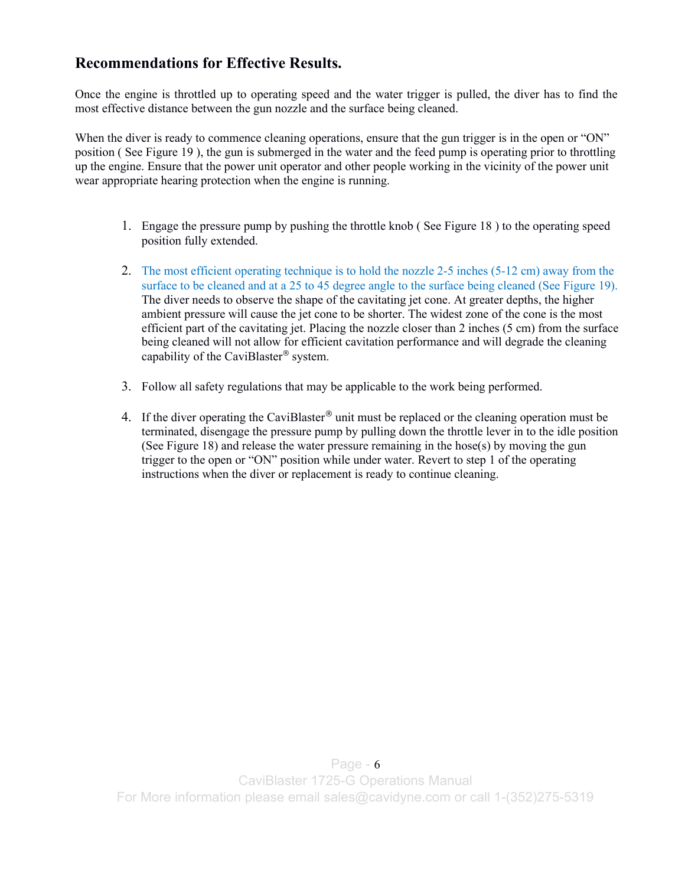## Recommendations for Effective Results.

Once the engine is throttled up to operating speed and the water trigger is pulled, the diver has to find the most effective distance between the gun nozzle and the surface being cleaned.

When the diver is ready to commence cleaning operations, ensure that the gun trigger is in the open or "ON" position ( See Figure 19 ), the gun is submerged in the water and the feed pump is operating prior to throttling up the engine. Ensure that the power unit operator and other people working in the vicinity of the power unit wear appropriate hearing protection when the engine is running.

1. Engage the pressure pump by pushing the throttle knob ( See Figure 18 ) to the operating speed position fully extended.

2. The most efficient operating technique is to hold the nozzle 2-5 inches (5-12 cm) away from the surface to be cleaned and at a 25 to 45 degree angle to the surface being cleaned (See Figure 19). The diver needs to observe the shape of the cavitating jet cone. At greater depths, the higher ambient pressure will cause the jet cone to be shorter. The widest zone of the cone is the most efficient part of the cavitating jet. Placing the nozzle closer than 2 inches (5 cm) from the surface being cleaned will not allow for efficient cavitation performance and will degrade the cleaning capability of the CaviBlaster® system.

3. Follow all safety regulations that may be applicable to the work being performed.

4. If the diver operating the CaviBlaster® unit must be replaced or the cleaning operation must be terminated, disengage the pressure pump by pulling down the throttle lever in to the idle position (See Figure 18) and release the water pressure remaining in the hose(s) by moving the gun trigger to the open or "ON" position while under water. Revert to step 1 of the operating instructions when the diver or replacement is ready to continue cleaning.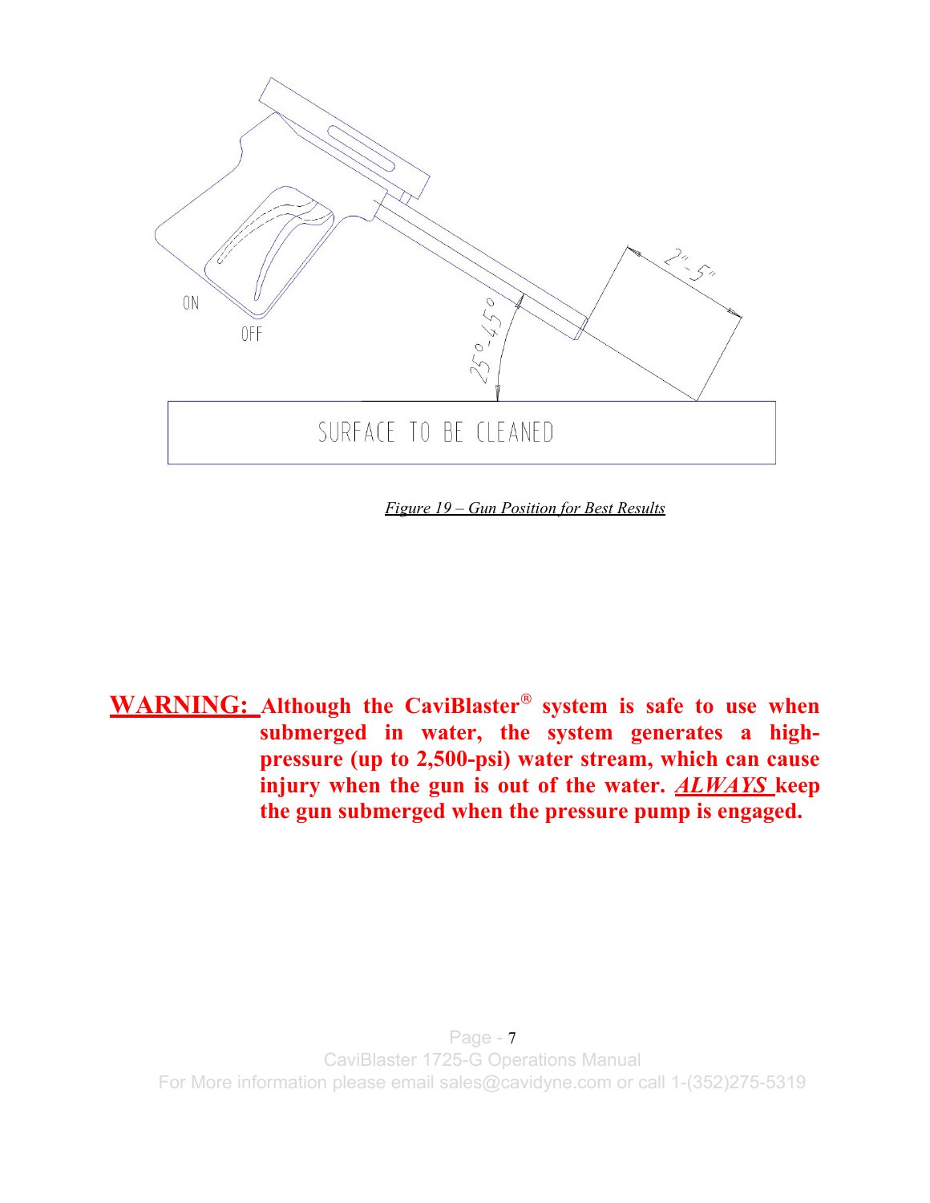*Figure 19 – Gun Position for Best Results*

**WARNING:** **Although the CaviBlaster® system is safe to use when submerged in water, the system generates a high-pressure (up to 2,500-psi) water stream, which can cause injury when the gun is out of the water. *ALWAYS* keep the gun submerged when the pressure pump is engaged.**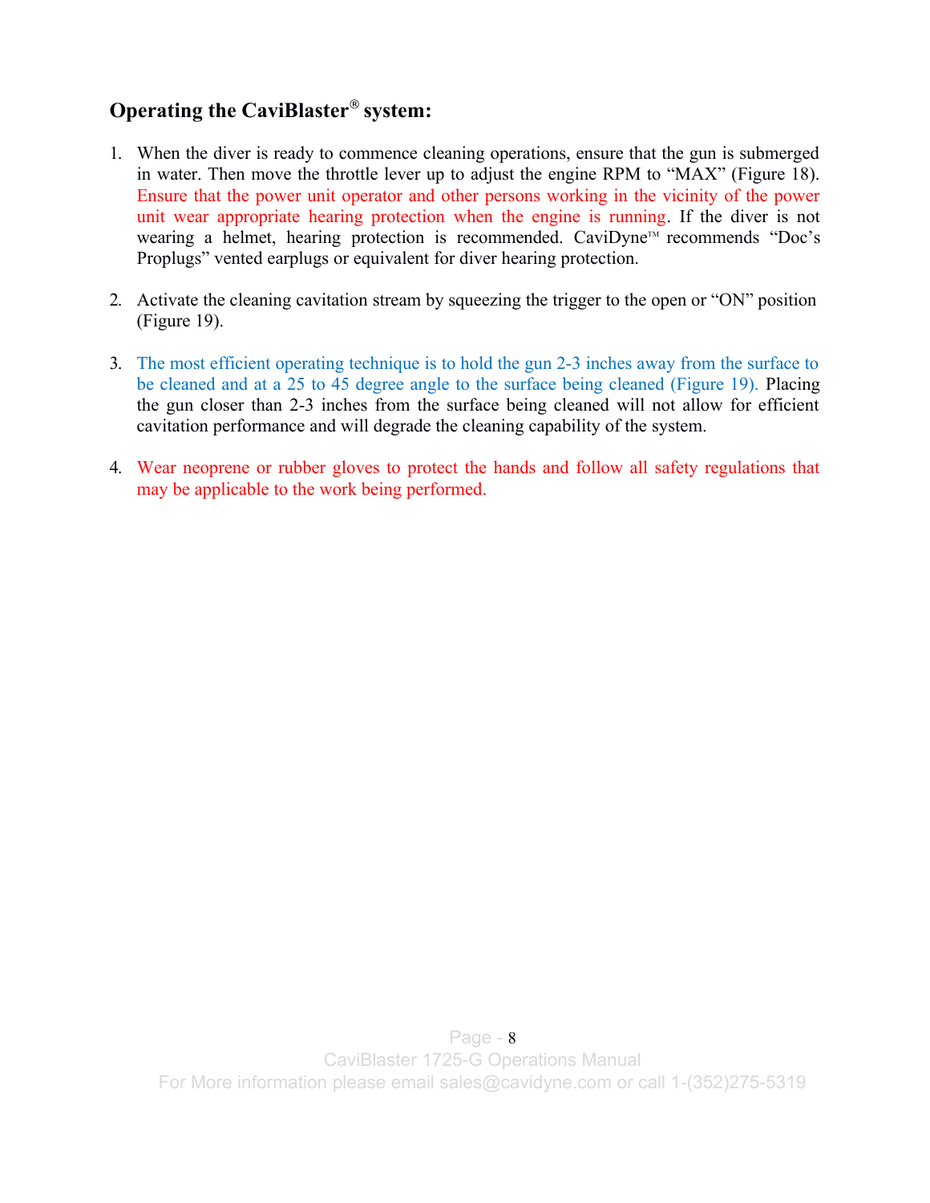## Operating the CaviBlaster® system:

1. When the diver is ready to commence cleaning operations, ensure that the gun is submerged in water. Then move the throttle lever up to adjust the engine RPM to "MAX" (Figure 18). Ensure that the power unit operator and other persons working in the vicinity of the power unit wear appropriate hearing protection when the engine is running. If the diver is not wearing a helmet, hearing protection is recommended. CaviDyne™ recommends "Doc's Proplugs" vented earplugs or equivalent for diver hearing protection.

2. Activate the cleaning cavitation stream by squeezing the trigger to the open or "ON" position (Figure 19).

3. The most efficient operating technique is to hold the gun 2-3 inches away from the surface to be cleaned and at a 25 to 45 degree angle to the surface being cleaned (Figure 19). Placing the gun closer than 2-3 inches from the surface being cleaned will not allow for efficient cavitation performance and will degrade the cleaning capability of the system.

4. Wear neoprene or rubber gloves to protect the hands and follow all safety regulations that may be applicable to the work being performed.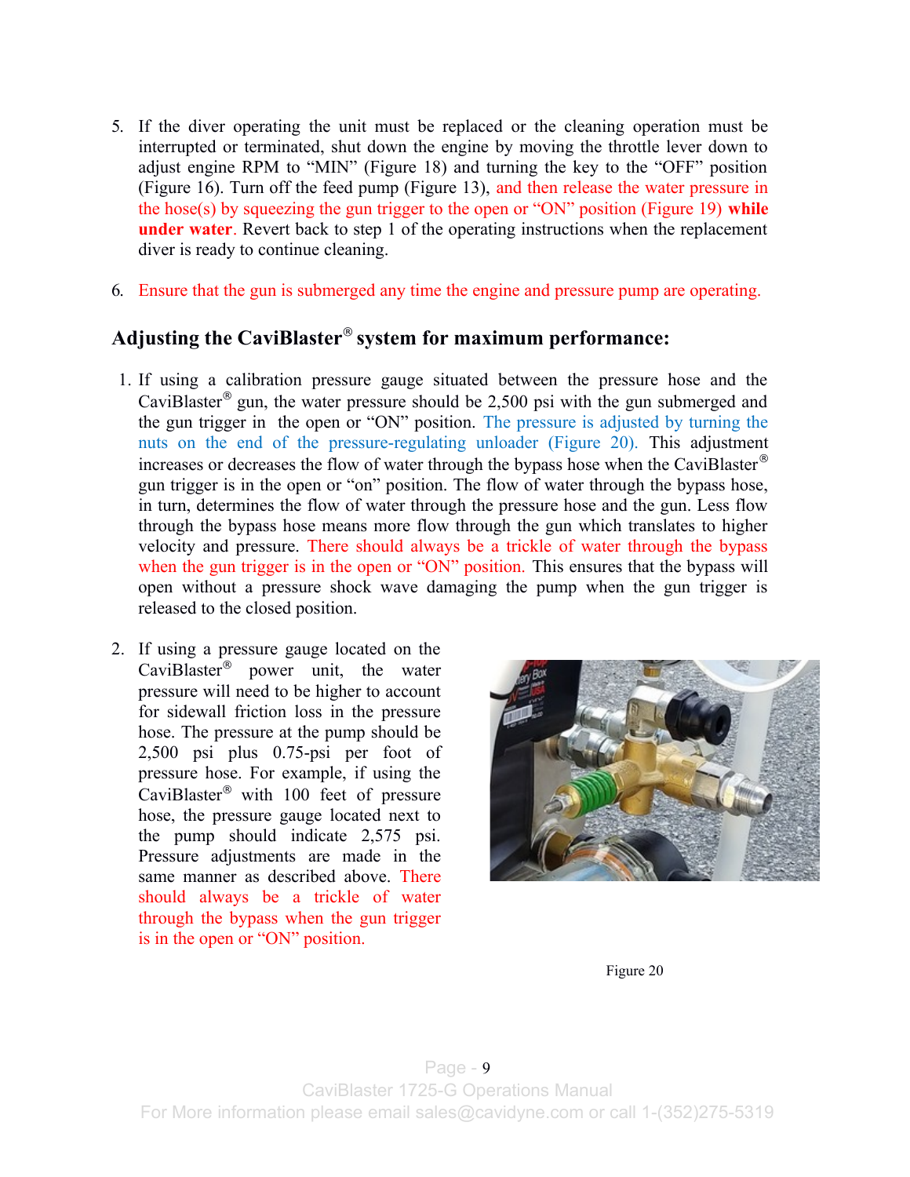5. If the diver operating the unit must be replaced or the cleaning operation must be interrupted or terminated, shut down the engine by moving the throttle lever down to adjust engine RPM to “MIN” (Figure 18) and turning the key to the “OFF” position (Figure 16). Turn off the feed pump (Figure 13), and then release the water pressure in the hose(s) by squeezing the gun trigger to the open or “ON” position (Figure 19) **while under water**. Revert back to step 1 of the operating instructions when the replacement diver is ready to continue cleaning.

6. Ensure that the gun is submerged any time the engine and pressure pump are operating.

## Adjusting the CaviBlaster® system for maximum performance:

1. If using a calibration pressure gauge situated between the pressure hose and the CaviBlaster® gun, the water pressure should be 2,500 psi with the gun submerged and the gun trigger in the open or “ON” position. The pressure is adjusted by turning the nuts on the end of the pressure-regulating unloader (Figure 20). This adjustment increases or decreases the flow of water through the bypass hose when the CaviBlaster® gun trigger is in the open or “on” position. The flow of water through the bypass hose, in turn, determines the flow of water through the pressure hose and the gun. Less flow through the bypass hose means more flow through the gun which translates to higher velocity and pressure. There should always be a trickle of water through the bypass when the gun trigger is in the open or “ON” position. This ensures that the bypass will open without a pressure shock wave damaging the pump when the gun trigger is released to the closed position.

2. If using a pressure gauge located on the CaviBlaster® power unit, the water pressure will need to be higher to account for sidewall friction loss in the pressure hose. The pressure at the pump should be 2,500 psi plus 0.75-psi per foot of pressure hose. For example, if using the CaviBlaster® with 100 feet of pressure hose, the pressure gauge located next to the pump should indicate 2,575 psi. Pressure adjustments are made in the same manner as described above. There should always be a trickle of water through the bypass when the gun trigger is in the open or “ON” position.

Figure 20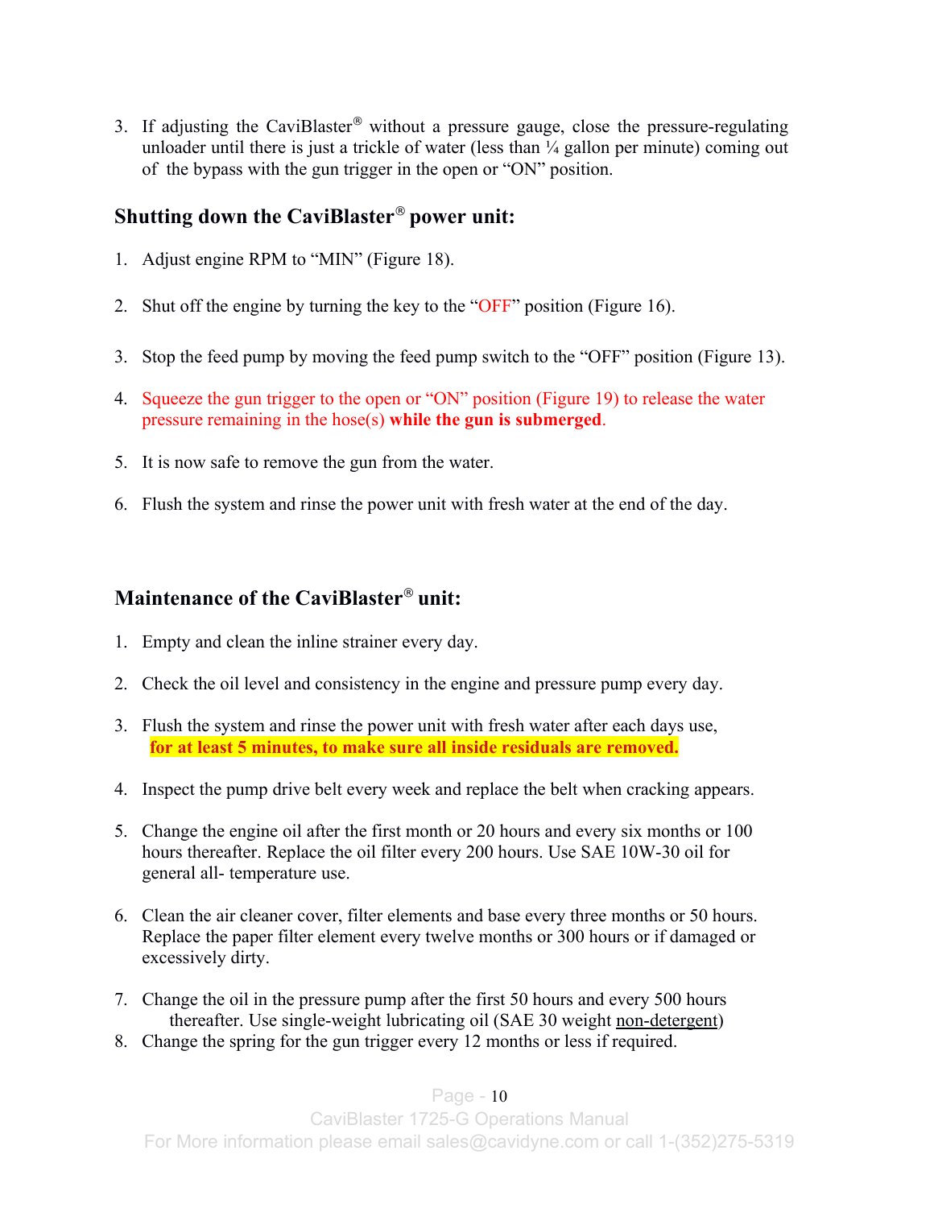3. If adjusting the CaviBlaster® without a pressure gauge, close the pressure-regulating unloader until there is just a trickle of water (less than ¼ gallon per minute) coming out of the bypass with the gun trigger in the open or "ON" position.

### Shutting down the CaviBlaster® power unit:

1. Adjust engine RPM to "MIN" (Figure 18).
2. Shut off the engine by turning the key to the "OFF" position (Figure 16).
3. Stop the feed pump by moving the feed pump switch to the "OFF" position (Figure 13).
4. Squeeze the gun trigger to the open or "ON" position (Figure 19) to release the water pressure remaining in the hose(s) **while the gun is submerged**.
5. It is now safe to remove the gun from the water.
6. Flush the system and rinse the power unit with fresh water at the end of the day.

### Maintenance of the CaviBlaster® unit:

1. Empty and clean the inline strainer every day.
2. Check the oil level and consistency in the engine and pressure pump every day.
3. Flush the system and rinse the power unit with fresh water after each days use, **for at least 5 minutes, to make sure all inside residuals are removed.**
4. Inspect the pump drive belt every week and replace the belt when cracking appears.
5. Change the engine oil after the first month or 20 hours and every six months or 100 hours thereafter. Replace the oil filter every 200 hours. Use SAE 10W-30 oil for general all- temperature use.
6. Clean the air cleaner cover, filter elements and base every three months or 50 hours. Replace the paper filter element every twelve months or 300 hours or if damaged or excessively dirty.
7. Change the oil in the pressure pump after the first 50 hours and every 500 hours thereafter. Use single-weight lubricating oil (SAE 30 weight non-detergent)
8. Change the spring for the gun trigger every 12 months or less if required.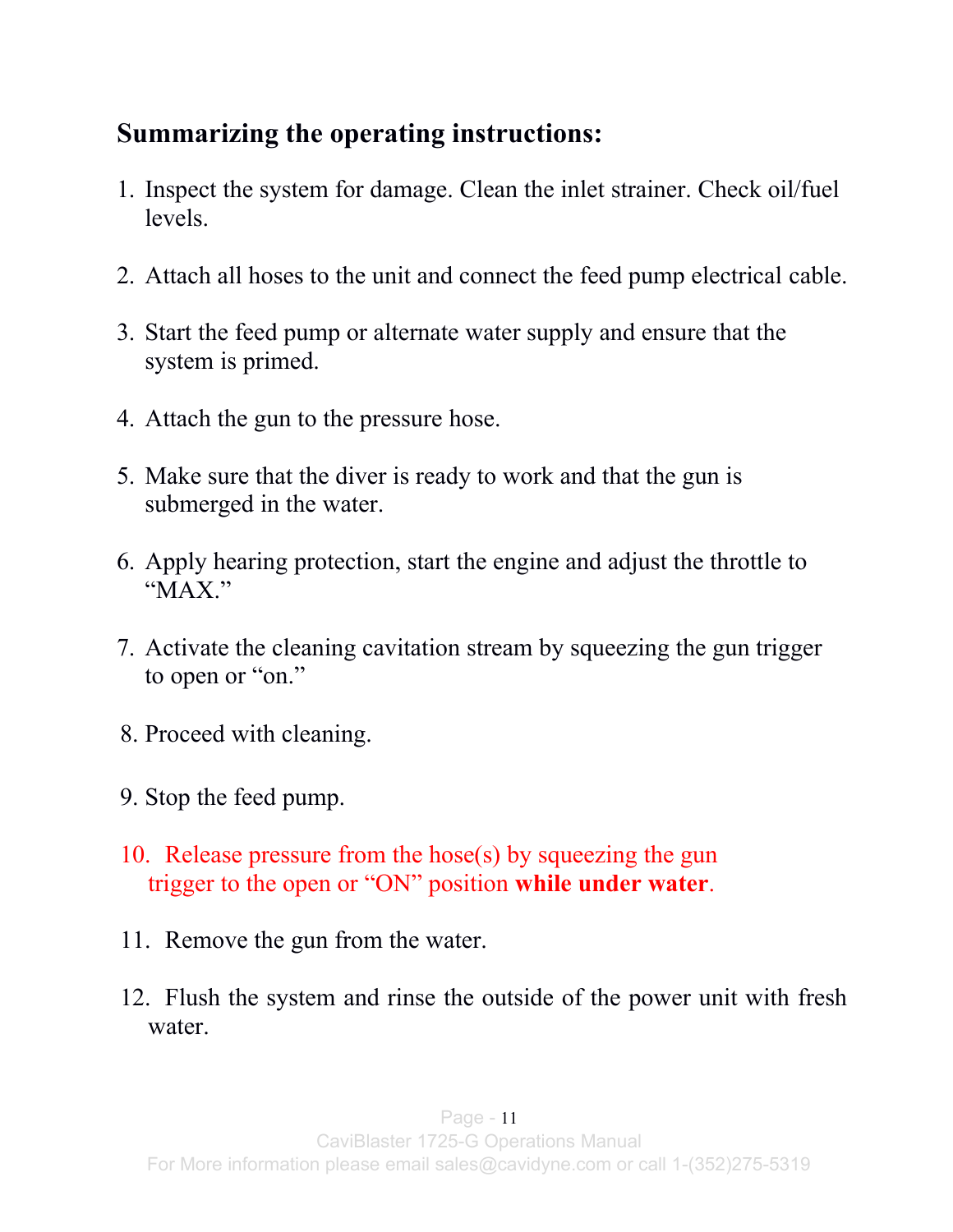## Summarizing the operating instructions:

1. Inspect the system for damage. Clean the inlet strainer. Check oil/fuel levels.

2. Attach all hoses to the unit and connect the feed pump electrical cable.

3. Start the feed pump or alternate water supply and ensure that the system is primed.

4. Attach the gun to the pressure hose.

5. Make sure that the diver is ready to work and that the gun is submerged in the water.

6. Apply hearing protection, start the engine and adjust the throttle to "MAX."

7. Activate the cleaning cavitation stream by squeezing the gun trigger to open or "on."

8. Proceed with cleaning.

9. Stop the feed pump.

10. Release pressure from the hose(s) by squeezing the gun trigger to the open or "ON" position **while under water**.

11. Remove the gun from the water.

12. Flush the system and rinse the outside of the power unit with fresh water.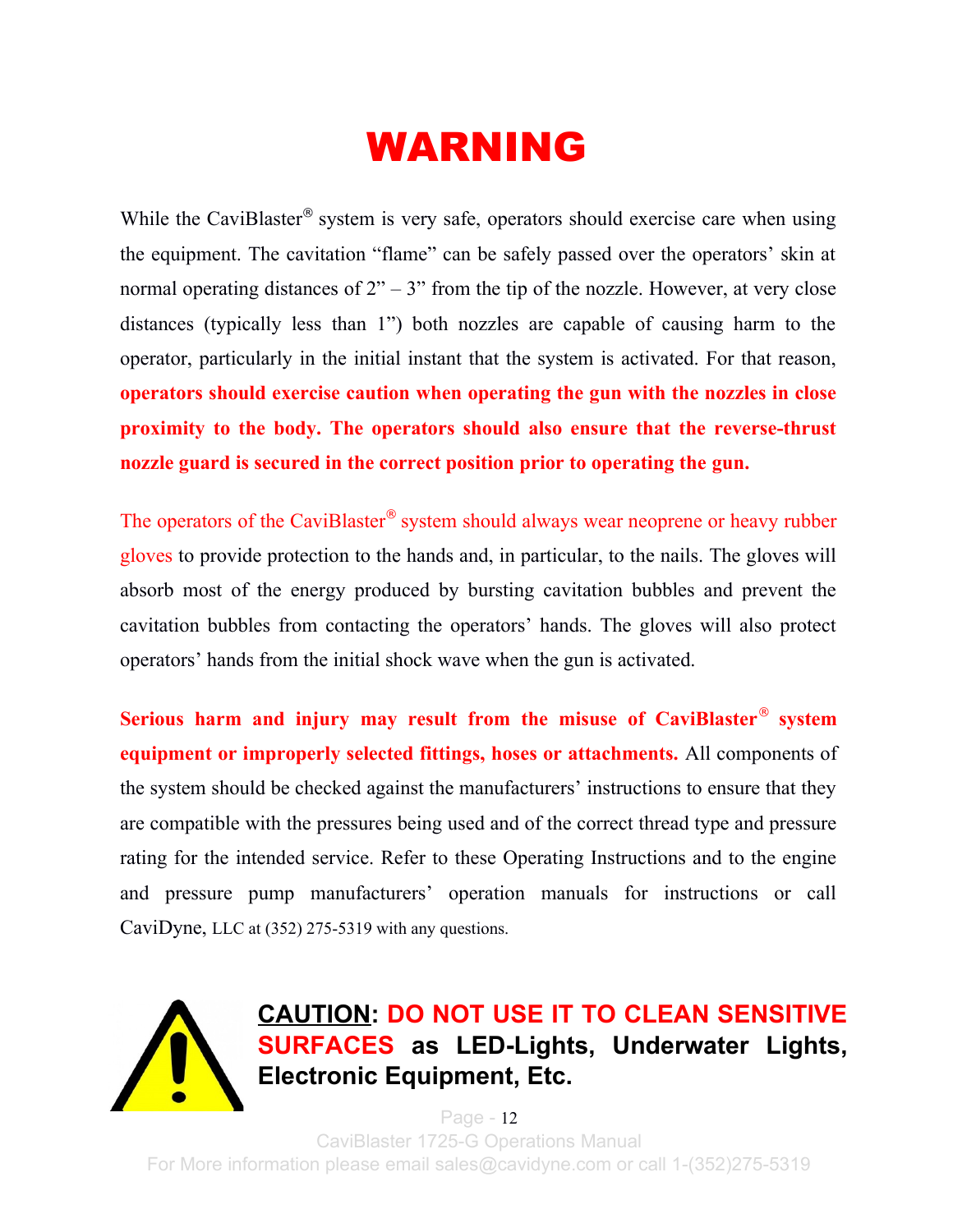# WARNING

While the CaviBlaster® system is very safe, operators should exercise care when using the equipment. The cavitation "flame" can be safely passed over the operators' skin at normal operating distances of 2" – 3" from the tip of the nozzle. However, at very close distances (typically less than 1") both nozzles are capable of causing harm to the operator, particularly in the initial instant that the system is activated. For that reason, **operators should exercise caution when operating the gun with the nozzles in close proximity to the body. The operators should also ensure that the reverse-thrust nozzle guard is secured in the correct position prior to operating the gun.**

The operators of the CaviBlaster® system should always wear neoprene or heavy rubber gloves to provide protection to the hands and, in particular, to the nails. The gloves will absorb most of the energy produced by bursting cavitation bubbles and prevent the cavitation bubbles from contacting the operators' hands. The gloves will also protect operators' hands from the initial shock wave when the gun is activated.

**Serious harm and injury may result from the misuse of CaviBlaster® system equipment or improperly selected fittings, hoses or attachments.** All components of the system should be checked against the manufacturers' instructions to ensure that they are compatible with the pressures being used and of the correct thread type and pressure rating for the intended service. Refer to these Operating Instructions and to the engine and pressure pump manufacturers' operation manuals for instructions or call CaviDyne, LLC at (352) 275-5319 with any questions.

**CAUTION: DO NOT USE IT TO CLEAN SENSITIVE SURFACES as LED-Lights, Underwater Lights, Electronic Equipment, Etc.**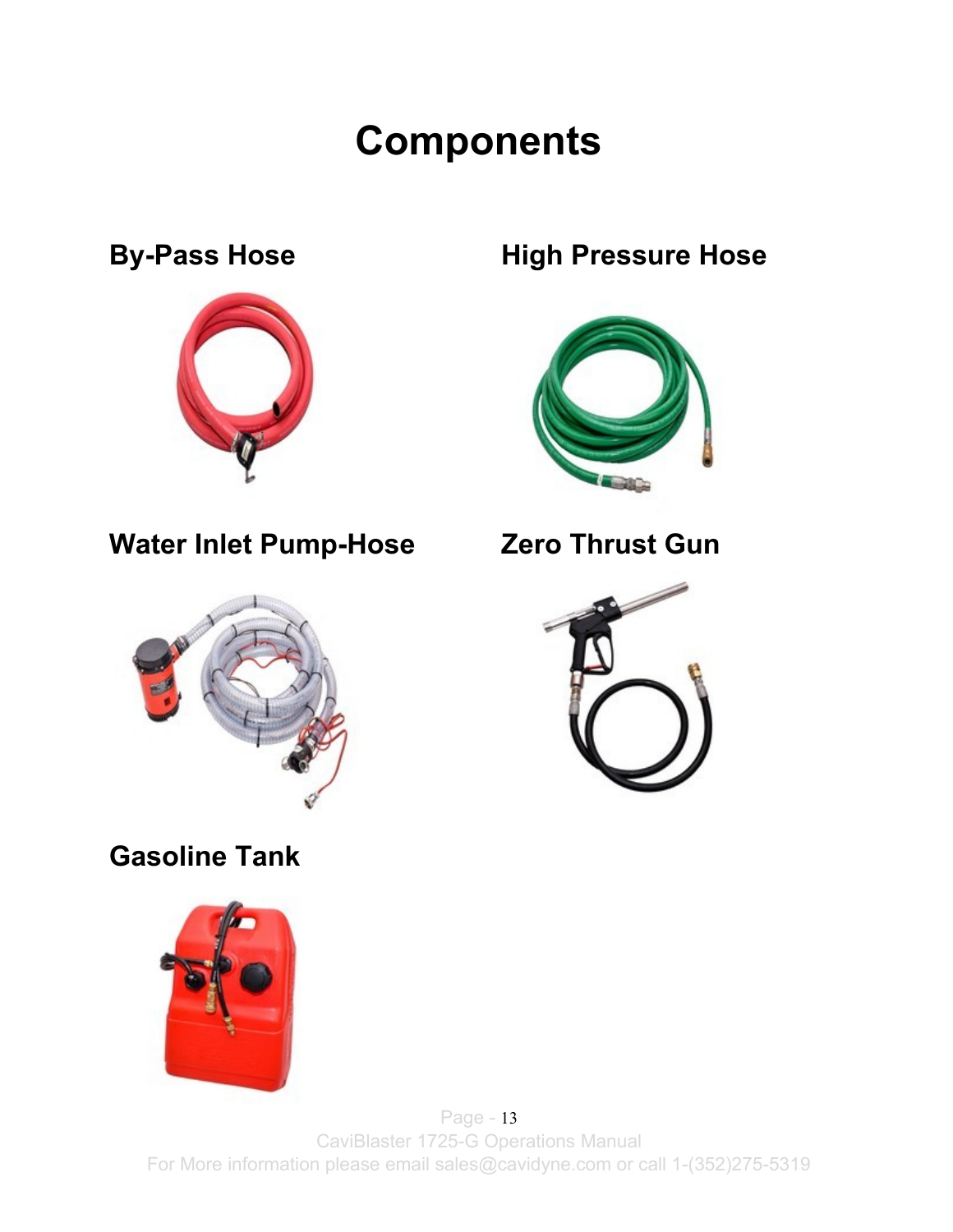# Components

## By-Pass Hose

## High Pressure Hose

## Water Inlet Pump-Hose

## Zero Thrust Gun

## Gasoline Tank